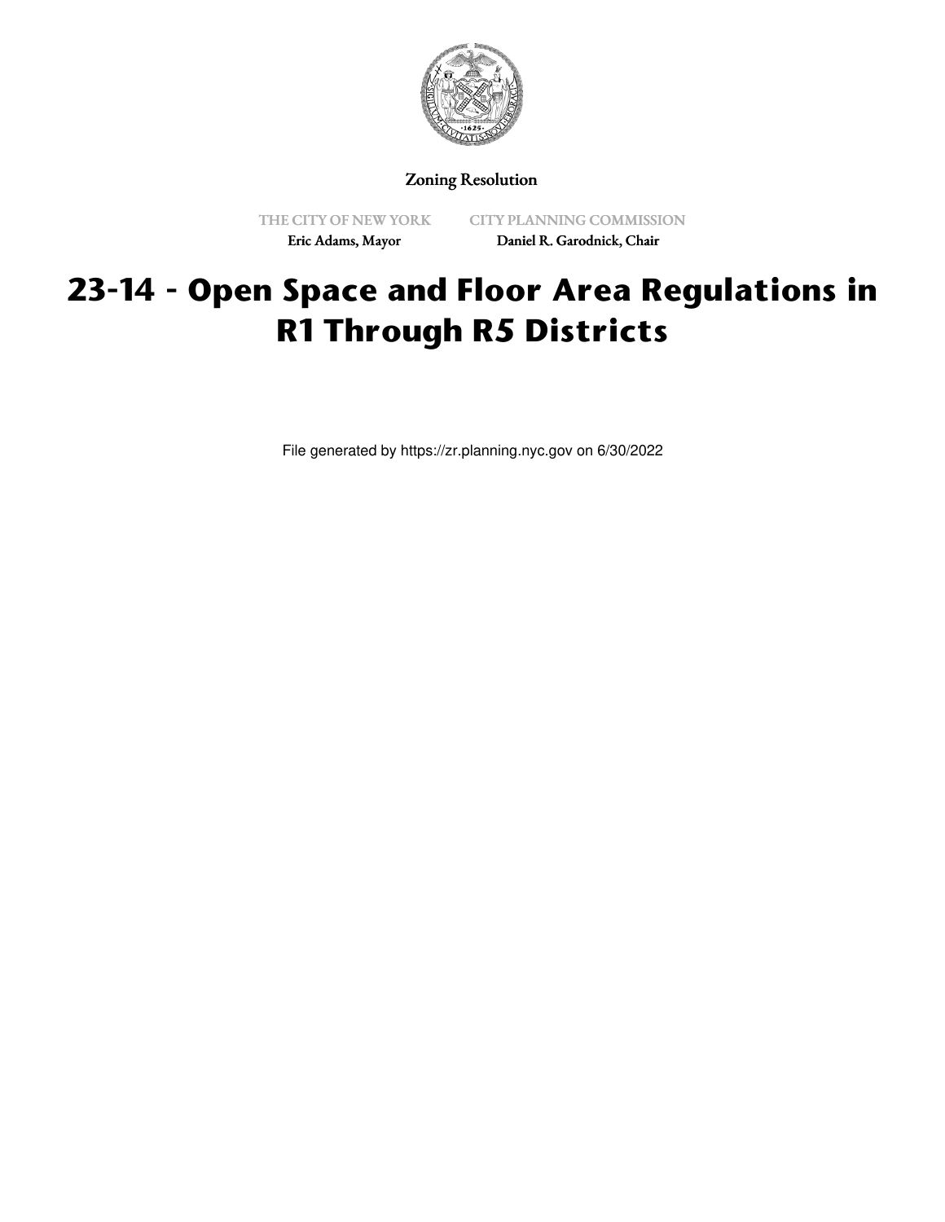Zoning Resolution

THE CITY OF NEW YORK
Eric Adams, Mayor

CITY PLANNING COMMISSION
Daniel R. Garodnick, Chair

# 23-14 - Open Space and Floor Area Regulations in R1 Through R5 Districts

File generated by https://zr.planning.nyc.gov on 6/30/2022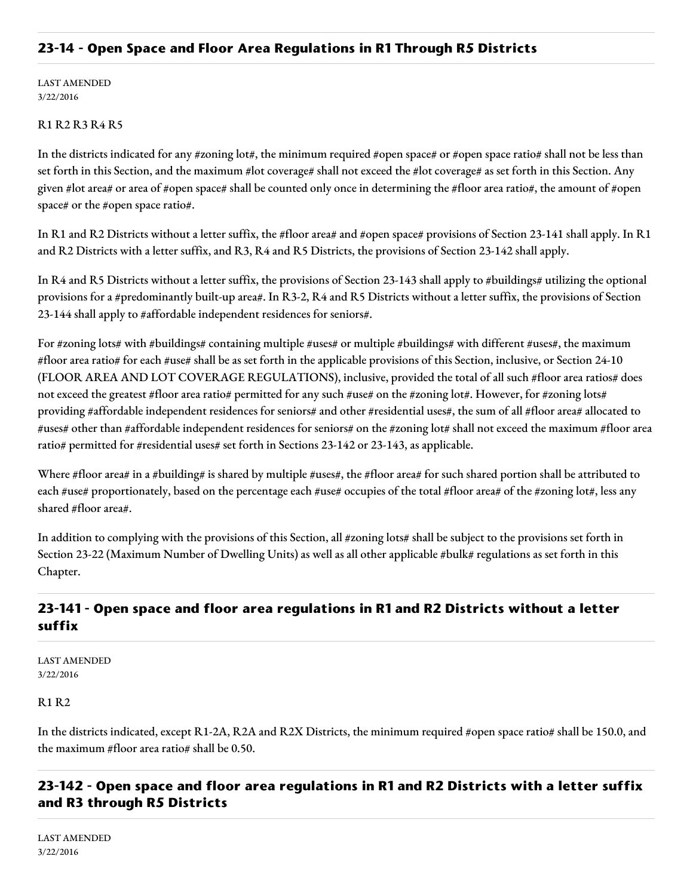## 23-14 - Open Space and Floor Area Regulations in R1 Through R5 Districts

LAST AMENDED
3/22/2016

R1 R2 R3 R4 R5

In the districts indicated for any #zoning lot#, the minimum required #open space# or #open space ratio# shall not be less than set forth in this Section, and the maximum #lot coverage# shall not exceed the #lot coverage# as set forth in this Section. Any given #lot area# or area of #open space# shall be counted only once in determining the #floor area ratio#, the amount of #open space# or the #open space ratio#.

In R1 and R2 Districts without a letter suffix, the #floor area# and #open space# provisions of Section 23-141 shall apply. In R1 and R2 Districts with a letter suffix, and R3, R4 and R5 Districts, the provisions of Section 23-142 shall apply.

In R4 and R5 Districts without a letter suffix, the provisions of Section 23-143 shall apply to #buildings# utilizing the optional provisions for a #predominantly built-up area#. In R3-2, R4 and R5 Districts without a letter suffix, the provisions of Section 23-144 shall apply to #affordable independent residences for seniors#.

For #zoning lots# with #buildings# containing multiple #uses# or multiple #buildings# with different #uses#, the maximum #floor area ratio# for each #use# shall be as set forth in the applicable provisions of this Section, inclusive, or Section 24-10 (FLOOR AREA AND LOT COVERAGE REGULATIONS), inclusive, provided the total of all such #floor area ratios# does not exceed the greatest #floor area ratio# permitted for any such #use# on the #zoning lot#. However, for #zoning lots# providing #affordable independent residences for seniors# and other #residential uses#, the sum of all #floor area# allocated to #uses# other than #affordable independent residences for seniors# on the #zoning lot# shall not exceed the maximum #floor area ratio# permitted for #residential uses# set forth in Sections 23-142 or 23-143, as applicable.

Where #floor area# in a #building# is shared by multiple #uses#, the #floor area# for such shared portion shall be attributed to each #use# proportionately, based on the percentage each #use# occupies of the total #floor area# of the #zoning lot#, less any shared #floor area#.

In addition to complying with the provisions of this Section, all #zoning lots# shall be subject to the provisions set forth in Section 23-22 (Maximum Number of Dwelling Units) as well as all other applicable #bulk# regulations as set forth in this Chapter.

## 23-141 - Open space and floor area regulations in R1 and R2 Districts without a letter suffix

LAST AMENDED
3/22/2016

R1 R2

In the districts indicated, except R1-2A, R2A and R2X Districts, the minimum required #open space ratio# shall be 150.0, and the maximum #floor area ratio# shall be 0.50.

## 23-142 - Open space and floor area regulations in R1 and R2 Districts with a letter suffix and R3 through R5 Districts

LAST AMENDED
3/22/2016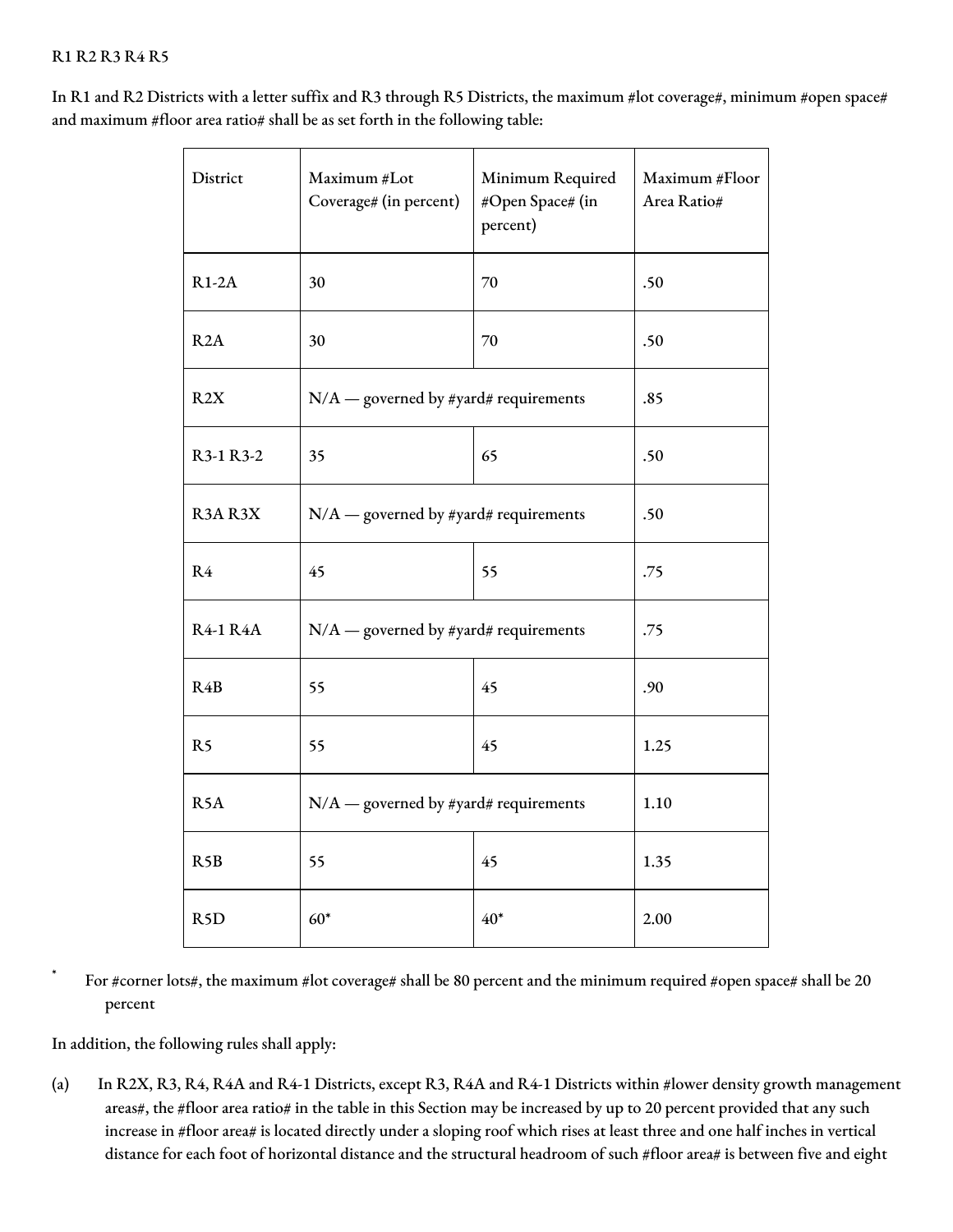R1 R2 R3 R4 R5

In R1 and R2 Districts with a letter suffix and R3 through R5 Districts, the maximum #lot coverage#, minimum #open space# and maximum #floor area ratio# shall be as set forth in the following table:

| District | Maximum #Lot Coverage# (in percent) | Minimum Required #Open Space# (in percent) | Maximum #Floor Area Ratio# |
|---|---|---|---|
| R1-2A | 30 | 70 | .50 |
| R2A | 30 | 70 | .50 |
| R2X | N/A — governed by #yard# requirements | | .85 |
| R3-1 R3-2 | 35 | 65 | .50 |
| R3A R3X | N/A — governed by #yard# requirements | | .50 |
| R4 | 45 | 55 | .75 |
| R4-1 R4A | N/A — governed by #yard# requirements | | .75 |
| R4B | 55 | 45 | .90 |
| R5 | 55 | 45 | 1.25 |
| R5A | N/A — governed by #yard# requirements | | 1.10 |
| R5B | 55 | 45 | 1.35 |
| R5D | 60* | 40* | 2.00 |

\* For #corner lots#, the maximum #lot coverage# shall be 80 percent and the minimum required #open space# shall be 20 percent

In addition, the following rules shall apply:

(a) In R2X, R3, R4, R4A and R4-1 Districts, except R3, R4A and R4-1 Districts within #lower density growth management areas#, the #floor area ratio# in the table in this Section may be increased by up to 20 percent provided that any such increase in #floor area# is located directly under a sloping roof which rises at least three and one half inches in vertical distance for each foot of horizontal distance and the structural headroom of such #floor area# is between five and eight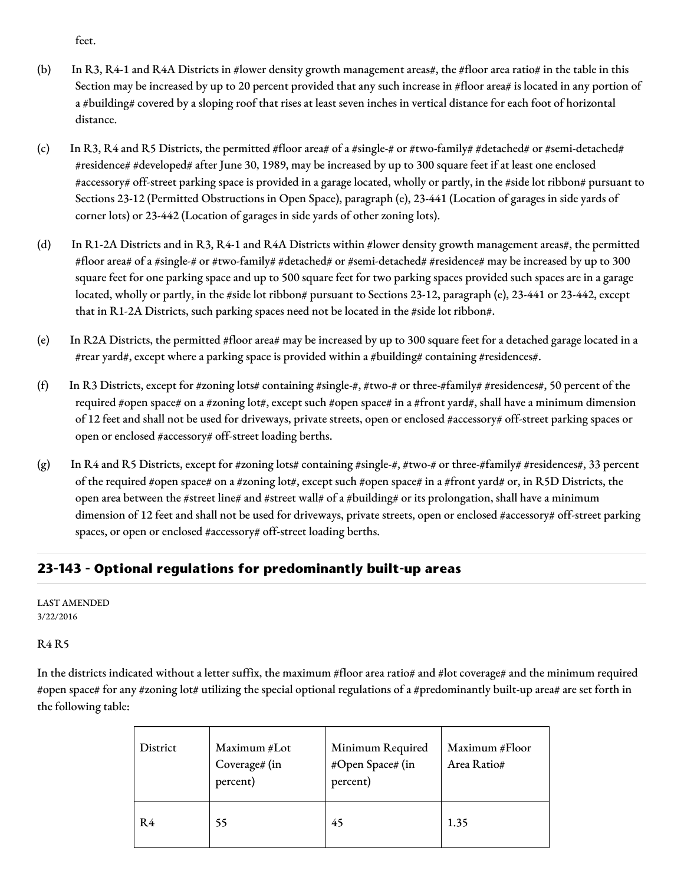feet.

(b) In R3, R4-1 and R4A Districts in #lower density growth management areas#, the #floor area ratio# in the table in this Section may be increased by up to 20 percent provided that any such increase in #floor area# is located in any portion of a #building# covered by a sloping roof that rises at least seven inches in vertical distance for each foot of horizontal distance.

(c) In R3, R4 and R5 Districts, the permitted #floor area# of a #single-# or #two-family# #detached# or #semi-detached# #residence# #developed# after June 30, 1989, may be increased by up to 300 square feet if at least one enclosed #accessory# off-street parking space is provided in a garage located, wholly or partly, in the #side lot ribbon# pursuant to Sections 23-12 (Permitted Obstructions in Open Space), paragraph (e), 23-441 (Location of garages in side yards of corner lots) or 23-442 (Location of garages in side yards of other zoning lots).

(d) In R1-2A Districts and in R3, R4-1 and R4A Districts within #lower density growth management areas#, the permitted #floor area# of a #single-# or #two-family# #detached# or #semi-detached# #residence# may be increased by up to 300 square feet for one parking space and up to 500 square feet for two parking spaces provided such spaces are in a garage located, wholly or partly, in the #side lot ribbon# pursuant to Sections 23-12, paragraph (e), 23-441 or 23-442, except that in R1-2A Districts, such parking spaces need not be located in the #side lot ribbon#.

(e) In R2A Districts, the permitted #floor area# may be increased by up to 300 square feet for a detached garage located in a #rear yard#, except where a parking space is provided within a #building# containing #residences#.

(f) In R3 Districts, except for #zoning lots# containing #single-#, #two-# or three-#family# #residences#, 50 percent of the required #open space# on a #zoning lot#, except such #open space# in a #front yard#, shall have a minimum dimension of 12 feet and shall not be used for driveways, private streets, open or enclosed #accessory# off-street parking spaces or open or enclosed #accessory# off-street loading berths.

(g) In R4 and R5 Districts, except for #zoning lots# containing #single-#, #two-# or three-#family# #residences#, 33 percent of the required #open space# on a #zoning lot#, except such #open space# in a #front yard# or, in R5D Districts, the open area between the #street line# and #street wall# of a #building# or its prolongation, shall have a minimum dimension of 12 feet and shall not be used for driveways, private streets, open or enclosed #accessory# off-street parking spaces, or open or enclosed #accessory# off-street loading berths.

## 23-143 - Optional regulations for predominantly built-up areas

LAST AMENDED
3/22/2016

R4 R5

In the districts indicated without a letter suffix, the maximum #floor area ratio# and #lot coverage# and the minimum required #open space# for any #zoning lot# utilizing the special optional regulations of a #predominantly built-up area# are set forth in the following table:

| District | Maximum #Lot Coverage# (in percent) | Minimum Required #Open Space# (in percent) | Maximum #Floor Area Ratio# |
|---|---|---|---|
| R4 | 55 | 45 | 1.35 |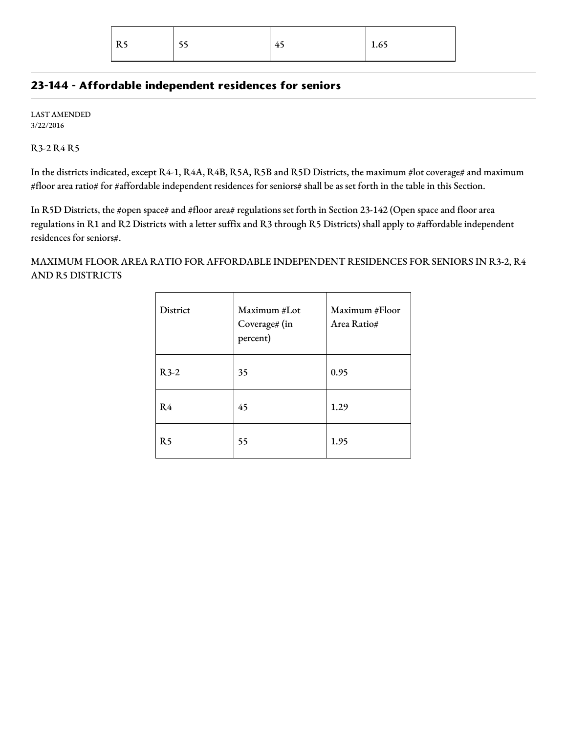| | | | |
|---|---|---|---|
| R5 | 55 | 45 | 1.65 |

## 23-144 - Affordable independent residences for seniors

LAST AMENDED
3/22/2016

R3-2 R4 R5

In the districts indicated, except R4-1, R4A, R4B, R5A, R5B and R5D Districts, the maximum #lot coverage# and maximum #floor area ratio# for #affordable independent residences for seniors# shall be as set forth in the table in this Section.

In R5D Districts, the #open space# and #floor area# regulations set forth in Section 23-142 (Open space and floor area regulations in R1 and R2 Districts with a letter suffix and R3 through R5 Districts) shall apply to #affordable independent residences for seniors#.

MAXIMUM FLOOR AREA RATIO FOR AFFORDABLE INDEPENDENT RESIDENCES FOR SENIORS IN R3-2, R4 AND R5 DISTRICTS

| District | Maximum #Lot Coverage# (in percent) | Maximum #Floor Area Ratio# |
|---|---|---|
| R3-2 | 35 | 0.95 |
| R4 | 45 | 1.29 |
| R5 | 55 | 1.95 |